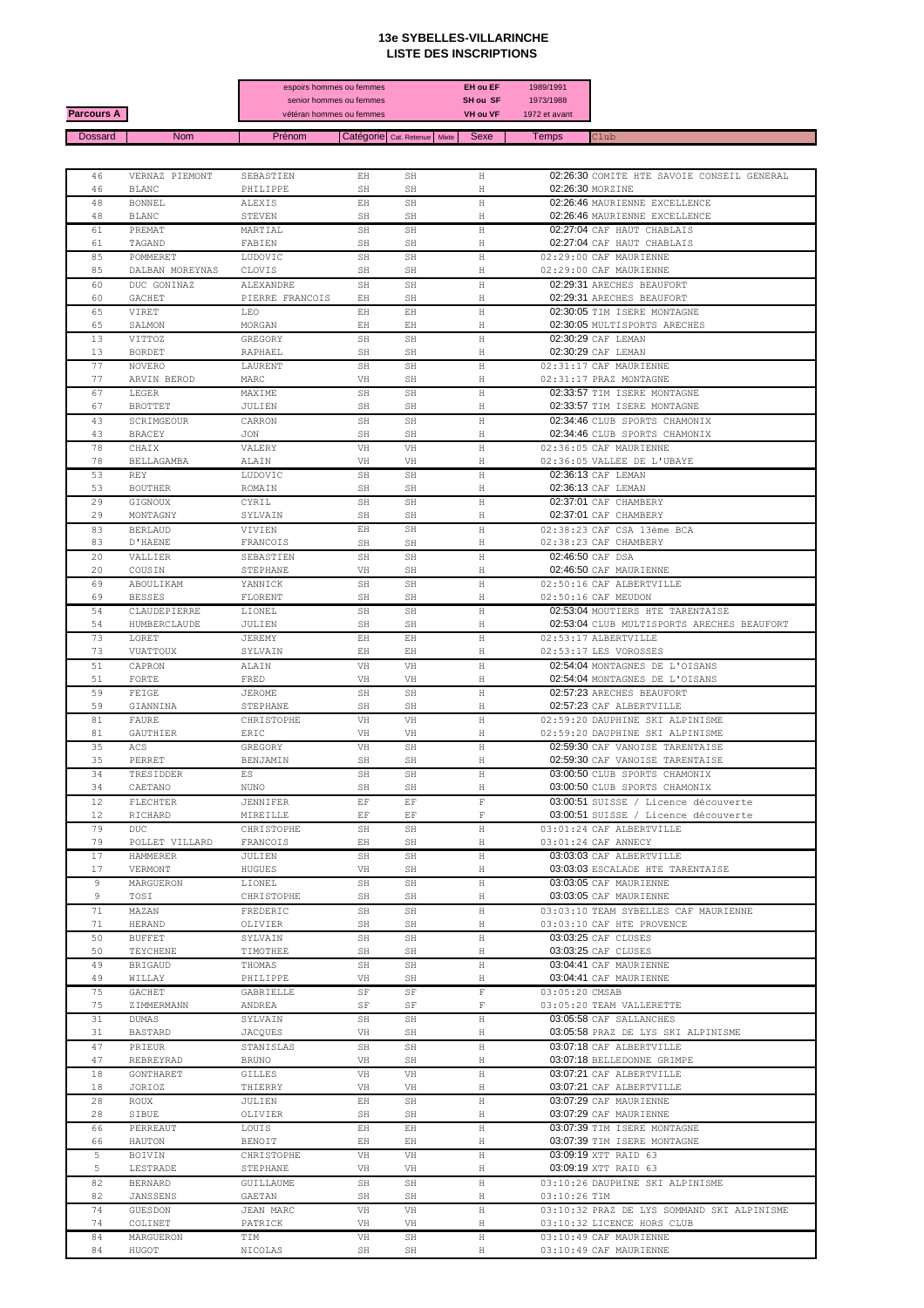# 13e SYBELLES-VILLARINCHE
## LISTE DES INSCRIPTIONS

**Parcours A**

| espoirs hommes ou femmes | EH ou EF | 1989/1991 |
|---|---|---|
| senior hommes ou femmes | SH ou SF | 1973/1988 |
| vétéran hommes ou femmes | VH ou VF | 1972 et avant |

| Dossard | Nom | Prénom | Catégorie | Cat. Retenue | Mixte | Sexe | Temps | Club |
|---|---|---|---|---|---|---|---|---|
| 46 | VERNAZ PIEMONT | SEBASTIEN | EH | SH | | H | 02:26:30 | COMITE HTE SAVOIE CONSEIL GENERAL |
| 46 | BLANC | PHILIPPE | SH | SH | | H | 02:26:30 | MORZINE |
| 48 | BONNEL | ALEXIS | EH | SH | | H | 02:26:46 | MAURIENNE EXCELLENCE |
| 48 | BLANC | STEVEN | SH | SH | | H | 02:26:46 | MAURIENNE EXCELLENCE |
| 61 | PREMAT | MARTIAL | SH | SH | | H | 02:27:04 | CAF HAUT CHABLAIS |
| 61 | TAGAND | FABIEN | SH | SH | | H | 02:27:04 | CAF HAUT CHABLAIS |
| 85 | POMMERET | LUDOVIC | SH | SH | | H | 02:29:00 | CAF MAURIENNE |
| 85 | DALBAN MOREYNAS | CLOVIS | SH | SH | | H | 02:29:00 | CAF MAURIENNE |
| 60 | DUC GONINAZ | ALEXANDRE | SH | SH | | H | 02:29:31 | ARECHES BEAUFORT |
| 60 | GACHET | PIERRE FRANCOIS | EH | SH | | H | 02:29:31 | ARECHES BEAUFORT |
| 65 | VIRET | LEO | EH | EH | | H | 02:30:05 | TIM ISERE MONTAGNE |
| 65 | SALMON | MORGAN | EH | EH | | H | 02:30:05 | MULTISPORTS ARECHES |
| 13 | VITTOZ | GREGORY | SH | SH | | H | 02:30:29 | CAF LEMAN |
| 13 | BORDET | RAPHAEL | SH | SH | | H | 02:30:29 | CAF LEMAN |
| 77 | NOVERO | LAURENT | SH | SH | | H | 02:31:17 | CAF MAURIENNE |
| 77 | ARVIN BEROD | MARC | VH | SH | | H | 02:31:17 | PRAZ MONTAGNE |
| 67 | LEGER | MAXIME | SH | SH | | H | 02:33:57 | TIM ISERE MONTAGNE |
| 67 | BROTTET | JULIEN | SH | SH | | H | 02:33:57 | TIM ISERE MONTAGNE |
| 43 | SCRIMGEOUR | CARRON | SH | SH | | H | 02:34:46 | CLUB SPORTS CHAMONIX |
| 43 | BRACEY | JON | SH | SH | | H | 02:34:46 | CLUB SPORTS CHAMONIX |
| 78 | CHAIX | VALERY | VH | VH | | H | 02:36:05 | CAF MAURIENNE |
| 78 | BELLAGAMBA | ALAIN | VH | VH | | H | 02:36:05 | VALLEE DE L'UBAYE |
| 53 | REY | LUDOVIC | SH | SH | | H | 02:36:13 | CAF LEMAN |
| 53 | BOUTHER | ROMAIN | SH | SH | | H | 02:36:13 | CAF LEMAN |
| 29 | GIGNOUX | CYRIL | SH | SH | | H | 02:37:01 | CAF CHAMBERY |
| 29 | MONTAGNY | SYLVAIN | SH | SH | | H | 02:37:01 | CAF CHAMBERY |
| 83 | BERLAUD | VIVIEN | EH | SH | | H | 02:38:23 | CAF CSA 13ème BCA |
| 83 | D'HAENE | FRANCOIS | SH | SH | | H | 02:38:23 | CAF CHAMBERY |
| 20 | VALLIER | SEBASTIEN | SH | SH | | H | 02:46:50 | CAF DSA |
| 20 | COUSIN | STEPHANE | VH | SH | | H | 02:46:50 | CAF MAURIENNE |
| 69 | ABOULIKAM | YANNICK | SH | SH | | H | 02:50:16 | CAF ALBERTVILLE |
| 69 | BESSES | FLORENT | SH | SH | | H | 02:50:16 | CAF MEUDON |
| 54 | CLAUDEPIERRE | LIONEL | SH | SH | | H | 02:53:04 | MOUTIERS HTE TARENTAISE |
| 54 | HUMBERCLAUDE | JULIEN | SH | SH | | H | 02:53:04 | CLUB MULTISPORTS ARECHES BEAUFORT |
| 73 | LORET | JEREMY | EH | EH | | H | 02:53:17 | ALBERTVILLE |
| 73 | VUATTOUX | SYLVAIN | EH | EH | | H | 02:53:17 | LES VOROSSES |
| 51 | CAPRON | ALAIN | VH | VH | | H | 02:54:04 | MONTAGNES DE L'OISANS |
| 51 | FORTE | FRED | VH | VH | | H | 02:54:04 | MONTAGNES DE L'OISANS |
| 59 | FEIGE | JEROME | SH | SH | | H | 02:57:23 | ARECHES BEAUFORT |
| 59 | GIANNINA | STEPHANE | SH | SH | | H | 02:57:23 | CAF ALBERTVILLE |
| 81 | FAURE | CHRISTOPHE | VH | VH | | H | 02:59:20 | DAUPHINE SKI ALPINISME |
| 81 | GAUTHIER | ERIC | VH | VH | | H | 02:59:20 | DAUPHINE SKI ALPINISME |
| 35 | ACS | GREGORY | VH | SH | | H | 02:59:30 | CAF VANOISE TARENTAISE |
| 35 | PERRET | BENJAMIN | SH | SH | | H | 02:59:30 | CAF VANOISE TARENTAISE |
| 34 | TRESIDDER | ES | SH | SH | | H | 03:00:50 | CLUB SPORTS CHAMONIX |
| 34 | CAETANO | NUNO | SH | SH | | H | 03:00:50 | CLUB SPORTS CHAMONIX |
| 12 | FLECHTER | JENNIFER | EF | EF | | F | 03:00:51 | SUISSE / Licence découverte |
| 12 | RICHARD | MIREILLE | EF | EF | | F | 03:00:51 | SUISSE / Licence découverte |
| 79 | DUC | CHRISTOPHE | SH | SH | | H | 03:01:24 | CAF ALBERTVILLE |
| 79 | POLLET VILLARD | FRANCOIS | EH | SH | | H | 03:01:24 | CAF ANNECY |
| 17 | HAMMERER | JULIEN | SH | SH | | H | 03:03:03 | CAF ALBERTVILLE |
| 17 | VERMONT | HUGUES | VH | SH | | H | 03:03:03 | ESCALADE HTE TARENTAISE |
| 9 | MARGUERON | LIONEL | SH | SH | | H | 03:03:05 | CAF MAURIENNE |
| 9 | TOSI | CHRISTOPHE | SH | SH | | H | 03:03:05 | CAF MAURIENNE |
| 71 | MAZAN | FREDERIC | SH | SH | | H | 03:03:10 | TEAM SYBELLES CAF MAURIENNE |
| 71 | HERAND | OLIVIER | SH | SH | | H | 03:03:10 | CAF HTE PROVENCE |
| 50 | BUFFET | SYLVAIN | SH | SH | | H | 03:03:25 | CAF CLUSES |
| 50 | TEYCHENE | TIMOTHEE | SH | SH | | H | 03:03:25 | CAF CLUSES |
| 49 | BRIGAUD | THOMAS | SH | SH | | H | 03:04:41 | CAF MAURIENNE |
| 49 | WILLAY | PHILIPPE | VH | SH | | H | 03:04:41 | CAF MAURIENNE |
| 75 | GACHET | GABRIELLE | SF | SF | | F | 03:05:20 | CMSAB |
| 75 | ZIMMERMANN | ANDREA | SF | SF | | F | 03:05:20 | TEAM VALLERETTE |
| 31 | DUMAS | SYLVAIN | SH | SH | | H | 03:05:58 | CAF SALLANCHES |
| 31 | BASTARD | JACQUES | VH | SH | | H | 03:05:58 | PRAZ DE LYS SKI ALPINISME |
| 47 | PRIEUR | STANISLAS | SH | SH | | H | 03:07:18 | CAF ALBERTVILLE |
| 47 | REBREYRAD | BRUNO | VH | SH | | H | 03:07:18 | BELLEDONNE GRIMPE |
| 18 | GONTHARET | GILLES | VH | VH | | H | 03:07:21 | CAF ALBERTVILLE |
| 18 | JORIOZ | THIERRY | VH | VH | | H | 03:07:21 | CAF ALBERTVILLE |
| 28 | ROUX | JULIEN | EH | SH | | H | 03:07:29 | CAF MAURIENNE |
| 28 | SIBUE | OLIVIER | SH | SH | | H | 03:07:29 | CAF MAURIENNE |
| 66 | PERREAUT | LOUIS | EH | EH | | H | 03:07:39 | TIM ISERE MONTAGNE |
| 66 | HAUTON | BENOIT | EH | EH | | H | 03:07:39 | TIM ISERE MONTAGNE |
| 5 | BOIVIN | CHRISTOPHE | VH | VH | | H | 03:09:19 | XTT RAID 63 |
| 5 | LESTRADE | STEPHANE | VH | VH | | H | 03:09:19 | XTT RAID 63 |
| 82 | BERNARD | GUILLAUME | SH | SH | | H | 03:10:26 | DAUPHINE SKI ALPINISME |
| 82 | JANSSENS | GAETAN | SH | SH | | H | 03:10:26 | TIM |
| 74 | GUESDON | JEAN MARC | VH | VH | | H | 03:10:32 | PRAZ DE LYS SOMMAND SKI ALPINISME |
| 74 | COLINET | PATRICK | VH | VH | | H | 03:10:32 | LICENCE HORS CLUB |
| 84 | MARGUERON | TIM | VH | SH | | H | 03:10:49 | CAF MAURIENNE |
| 84 | HUGOT | NICOLAS | SH | SH | | H | 03:10:49 | CAF MAURIENNE |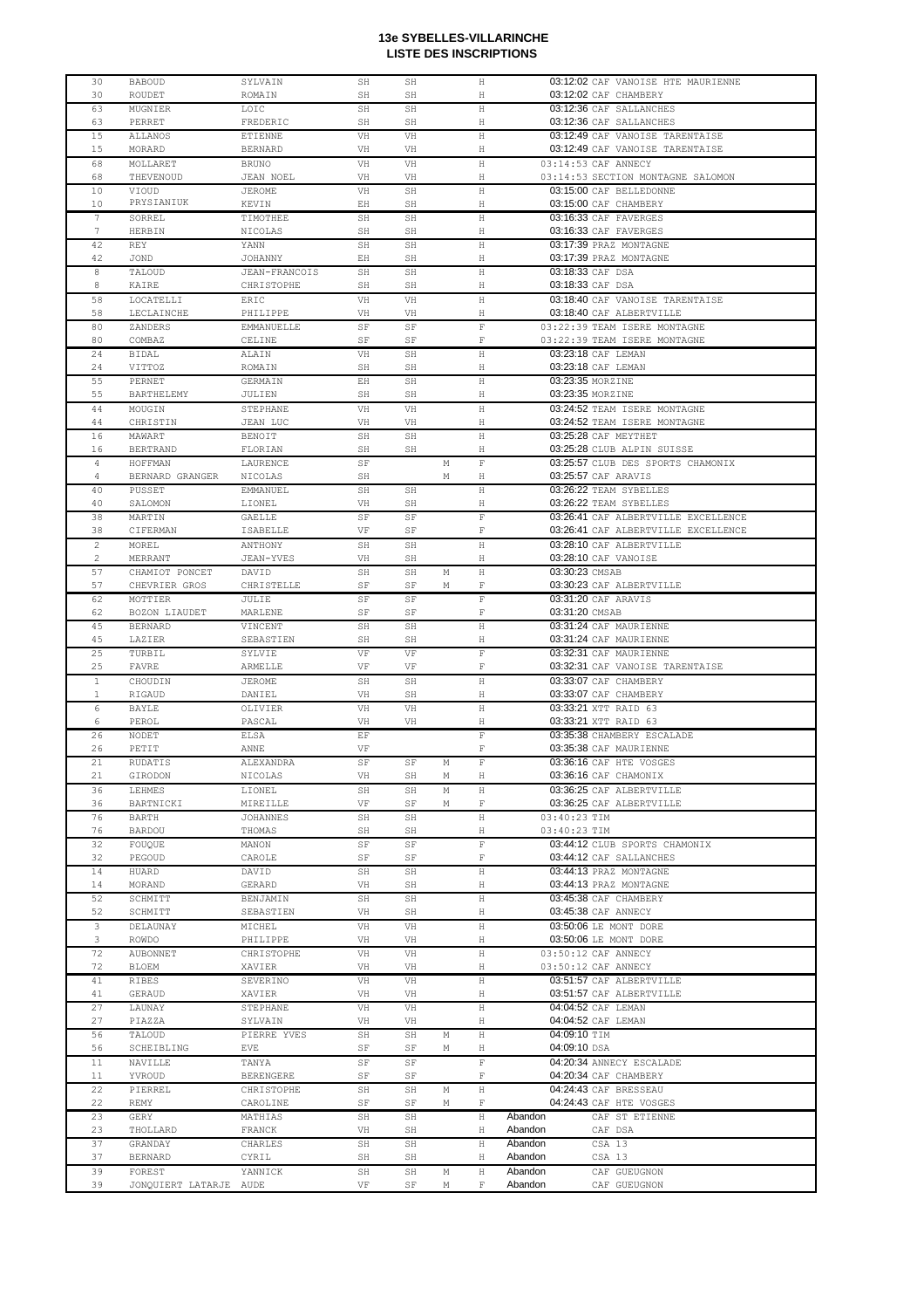**13e SYBELLES-VILLARINCHE**
**LISTE DES INSCRIPTIONS**

| | | | | | | | | |
|---|---|---|---|---|---|---|---|---|
| 30 | BABOUD | SYLVAIN | SH | SH | | H | 03:12:02 | CAF VANOISE HTE MAURIENNE |
| 30 | ROUDET | ROMAIN | SH | SH | | H | 03:12:02 | CAF CHAMBERY |
| 63 | MUGNIER | LOIC | SH | SH | | H | 03:12:36 | CAF SALLANCHES |
| 63 | PERRET | FREDERIC | SH | SH | | H | 03:12:36 | CAF SALLANCHES |
| 15 | ALLANOS | ETIENNE | VH | VH | | H | 03:12:49 | CAF VANOISE TARENTAISE |
| 15 | MORARD | BERNARD | VH | VH | | H | 03:12:49 | CAF VANOISE TARENTAISE |
| 68 | MOLLARET | BRUNO | VH | VH | | H | 03:14:53 | CAF ANNECY |
| 68 | THEVENOUD | JEAN NOEL | VH | VH | | H | 03:14:53 | SECTION MONTAGNE SALOMON |
| 10 | VIOUD | JEROME | VH | SH | | H | 03:15:00 | CAF BELLEDONNE |
| 10 | PRYSIANIUK | KEVIN | EH | SH | | H | 03:15:00 | CAF CHAMBERY |
| 7 | SORREL | TIMOTHEE | SH | SH | | H | 03:16:33 | CAF FAVERGES |
| 7 | HERBIN | NICOLAS | SH | SH | | H | 03:16:33 | CAF FAVERGES |
| 42 | REY | YANN | SH | SH | | H | 03:17:39 | PRAZ MONTAGNE |
| 42 | JOND | JOHANNY | EH | SH | | H | 03:17:39 | PRAZ MONTAGNE |
| 8 | TALOUD | JEAN-FRANCOIS | SH | SH | | H | 03:18:33 | CAF DSA |
| 8 | KAIRE | CHRISTOPHE | SH | SH | | H | 03:18:33 | CAF DSA |
| 58 | LOCATELLI | ERIC | VH | VH | | H | 03:18:40 | CAF VANOISE TARENTAISE |
| 58 | LECLAINCHE | PHILIPPE | VH | VH | | H | 03:18:40 | CAF ALBERTVILLE |
| 80 | ZANDERS | EMMANUELLE | SF | SF | | F | 03:22:39 | TEAM ISERE MONTAGNE |
| 80 | COMBAZ | CELINE | SF | SF | | F | 03:22:39 | TEAM ISERE MONTAGNE |
| 24 | BIDAL | ALAIN | VH | SH | | H | 03:23:18 | CAF LEMAN |
| 24 | VITTOZ | ROMAIN | SH | SH | | H | 03:23:18 | CAF LEMAN |
| 55 | PERNET | GERMAIN | EH | SH | | H | 03:23:35 | MORZINE |
| 55 | BARTHELEMY | JULIEN | SH | SH | | H | 03:23:35 | MORZINE |
| 44 | MOUGIN | STEPHANE | VH | VH | | H | 03:24:52 | TEAM ISERE MONTAGNE |
| 44 | CHRISTIN | JEAN LUC | VH | VH | | H | 03:24:52 | TEAM ISERE MONTAGNE |
| 16 | MAWART | BENOIT | SH | SH | | H | 03:25:28 | CAF MEYTHET |
| 16 | BERTRAND | FLORIAN | SH | SH | | H | 03:25:28 | CLUB ALPIN SUISSE |
| 4 | HOFFMAN | LAURENCE | SF | | M | F | 03:25:57 | CLUB DES SPORTS CHAMONIX |
| 4 | BERNARD GRANGER | NICOLAS | SH | | M | H | 03:25:57 | CAF ARAVIS |
| 40 | PUSSET | EMMANUEL | SH | SH | | H | 03:26:22 | TEAM SYBELLES |
| 40 | SALOMON | LIONEL | VH | SH | | H | 03:26:22 | TEAM SYBELLES |
| 38 | MARTIN | GAELLE | SF | SF | | F | 03:26:41 | CAF ALBERTVILLE EXCELLENCE |
| 38 | CIFERMAN | ISABELLE | VF | SF | | F | 03:26:41 | CAF ALBERTVILLE EXCELLENCE |
| 2 | MOREL | ANTHONY | SH | SH | | H | 03:28:10 | CAF ALBERTVILLE |
| 2 | MERRANT | JEAN-YVES | VH | SH | | H | 03:28:10 | CAF VANOISE |
| 57 | CHAMIOT PONCET | DAVID | SH | SH | M | H | 03:30:23 | CMSAB |
| 57 | CHEVRIER GROS | CHRISTELLE | SF | SF | M | F | 03:30:23 | CAF ALBERTVILLE |
| 62 | MOTTIER | JULIE | SF | SF | | F | 03:31:20 | CAF ARAVIS |
| 62 | BOZON LIAUDET | MARLENE | SF | SF | | F | 03:31:20 | CMSAB |
| 45 | BERNARD | VINCENT | SH | SH | | H | 03:31:24 | CAF MAURIENNE |
| 45 | LAZIER | SEBASTIEN | SH | SH | | H | 03:31:24 | CAF MAURIENNE |
| 25 | TURBIL | SYLVIE | VF | VF | | F | 03:32:31 | CAF MAURIENNE |
| 25 | FAVRE | ARMELLE | VF | VF | | F | 03:32:31 | CAF VANOISE TARENTAISE |
| 1 | CHOUDIN | JEROME | SH | SH | | H | 03:33:07 | CAF CHAMBERY |
| 1 | RIGAUD | DANIEL | VH | SH | | H | 03:33:07 | CAF CHAMBERY |
| 6 | BAYLE | OLIVIER | VH | VH | | H | 03:33:21 | XTT RAID 63 |
| 6 | PEROL | PASCAL | VH | VH | | H | 03:33:21 | XTT RAID 63 |
| 26 | NODET | ELSA | EF | | | F | 03:35:38 | CHAMBERY ESCALADE |
| 26 | PETIT | ANNE | VF | | | F | 03:35:38 | CAF MAURIENNE |
| 21 | RUDATIS | ALEXANDRA | SF | SF | M | F | 03:36:16 | CAF HTE VOSGES |
| 21 | GIRODON | NICOLAS | VH | SH | M | H | 03:36:16 | CAF CHAMONIX |
| 36 | LEHMES | LIONEL | SH | SH | M | H | 03:36:25 | CAF ALBERTVILLE |
| 36 | BARTNICKI | MIREILLE | VF | SF | M | F | 03:36:25 | CAF ALBERTVILLE |
| 76 | BARTH | JOHANNES | SH | SH | | H | 03:40:23 | TIM |
| 76 | BARDOU | THOMAS | SH | SH | | H | 03:40:23 | TIM |
| 32 | FOUQUE | MANON | SF | SF | | F | 03:44:12 | CLUB SPORTS CHAMONIX |
| 32 | PEGOUD | CAROLE | SF | SF | | F | 03:44:12 | CAF SALLANCHES |
| 14 | HUARD | DAVID | SH | SH | | H | 03:44:13 | PRAZ MONTAGNE |
| 14 | MORAND | GERARD | VH | SH | | H | 03:44:13 | PRAZ MONTAGNE |
| 52 | SCHMITT | BENJAMIN | SH | SH | | H | 03:45:38 | CAF CHAMBERY |
| 52 | SCHMITT | SEBASTIEN | VH | SH | | H | 03:45:38 | CAF ANNECY |
| 3 | DELAUNAY | MICHEL | VH | VH | | H | 03:50:06 | LE MONT DORE |
| 3 | ROWDO | PHILIPPE | VH | VH | | H | 03:50:06 | LE MONT DORE |
| 72 | AUBONNET | CHRISTOPHE | VH | VH | | H | 03:50:12 | CAF ANNECY |
| 72 | BLOEM | XAVIER | VH | VH | | H | 03:50:12 | CAF ANNECY |
| 41 | RIBES | SEVERINO | VH | VH | | H | 03:51:57 | CAF ALBERTVILLE |
| 41 | GERAUD | XAVIER | VH | VH | | H | 03:51:57 | CAF ALBERTVILLE |
| 27 | LAUNAY | STEPHANE | VH | VH | | H | 04:04:52 | CAF LEMAN |
| 27 | PIAZZA | SYLVAIN | VH | VH | | H | 04:04:52 | CAF LEMAN |
| 56 | TALOUD | PIERRE YVES | SH | SH | M | H | 04:09:10 | TIM |
| 56 | SCHEIBLING | EVE | SF | SF | M | H | 04:09:10 | DSA |
| 11 | NAVILLE | TANYA | SF | SF | | F | 04:20:34 | ANNECY ESCALADE |
| 11 | YVROUD | BERENGERE | SF | SF | | F | 04:20:34 | CAF CHAMBERY |
| 22 | PIERREL | CHRISTOPHE | SH | SH | M | H | 04:24:43 | CAF BRESSEAU |
| 22 | REMY | CAROLINE | SF | SF | M | F | 04:24:43 | CAF HTE VOSGES |
| 23 | GERY | MATHIAS | SH | SH | | H | Abandon | CAF ST ETIENNE |
| 23 | THOLLARD | FRANCK | VH | SH | | H | Abandon | CAF DSA |
| 37 | GRANDAY | CHARLES | SH | SH | | H | Abandon | CSA 13 |
| 37 | BERNARD | CYRIL | SH | SH | | H | Abandon | CSA 13 |
| 39 | FOREST | YANNICK | SH | SH | M | H | Abandon | CAF GUEUGNON |
| 39 | JONQUIERT LATARJE | AUDE | VF | SF | M | F | Abandon | CAF GUEUGNON |